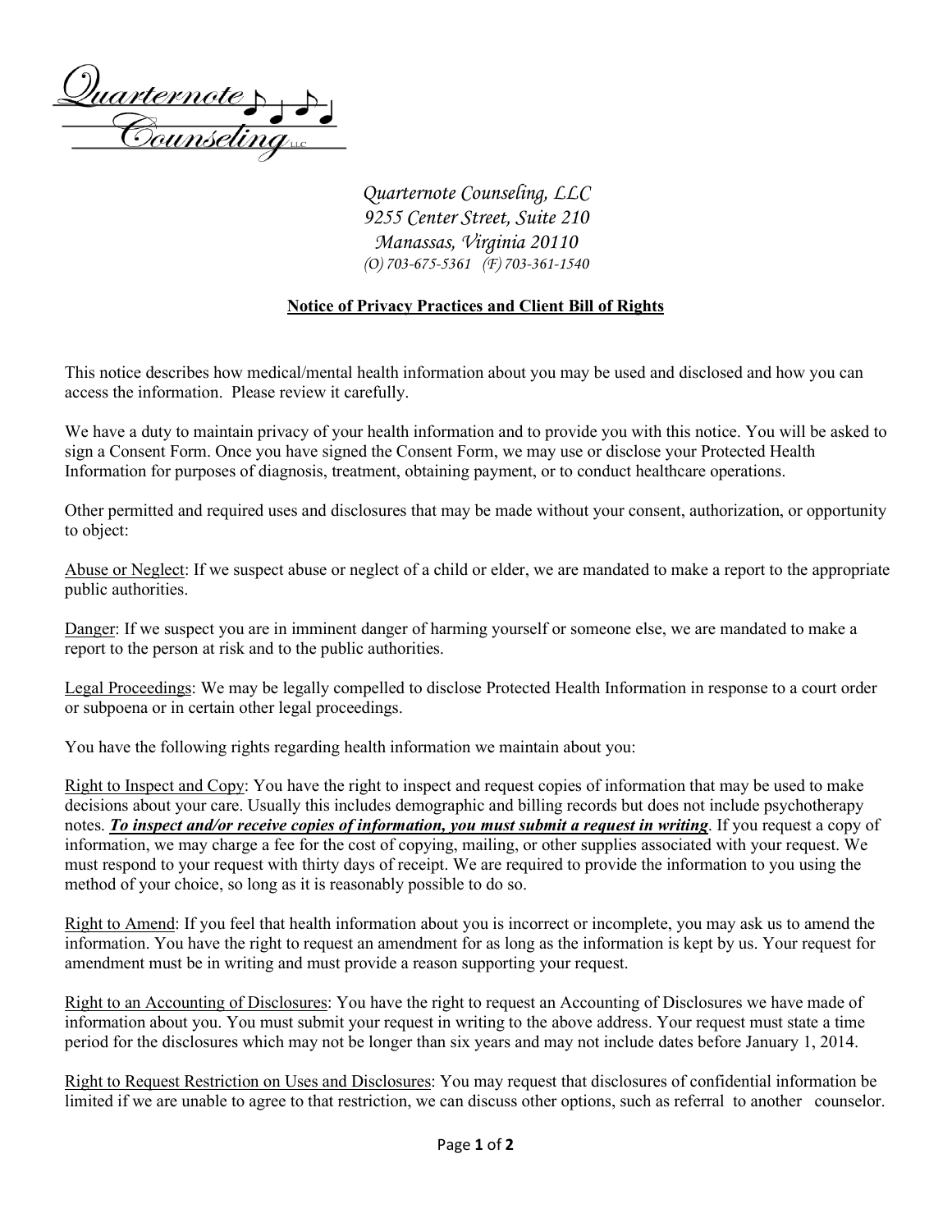Quarternote Counseling, LLC
9255 Center Street, Suite 210
Manassas, Virginia 20110
(O) 703-675-5361 (F) 703-361-1540

## Notice of Privacy Practices and Client Bill of Rights

This notice describes how medical/mental health information about you may be used and disclosed and how you can access the information. Please review it carefully.

We have a duty to maintain privacy of your health information and to provide you with this notice. You will be asked to sign a Consent Form. Once you have signed the Consent Form, we may use or disclose your Protected Health Information for purposes of diagnosis, treatment, obtaining payment, or to conduct healthcare operations.

Other permitted and required uses and disclosures that may be made without your consent, authorization, or opportunity to object:

Abuse or Neglect: If we suspect abuse or neglect of a child or elder, we are mandated to make a report to the appropriate public authorities.

Danger: If we suspect you are in imminent danger of harming yourself or someone else, we are mandated to make a report to the person at risk and to the public authorities.

Legal Proceedings: We may be legally compelled to disclose Protected Health Information in response to a court order or subpoena or in certain other legal proceedings.

You have the following rights regarding health information we maintain about you:

Right to Inspect and Copy: You have the right to inspect and request copies of information that may be used to make decisions about your care. Usually this includes demographic and billing records but does not include psychotherapy notes. ***To inspect and/or receive copies of information, you must submit a request in writing***. If you request a copy of information, we may charge a fee for the cost of copying, mailing, or other supplies associated with your request. We must respond to your request with thirty days of receipt. We are required to provide the information to you using the method of your choice, so long as it is reasonably possible to do so.

Right to Amend: If you feel that health information about you is incorrect or incomplete, you may ask us to amend the information. You have the right to request an amendment for as long as the information is kept by us. Your request for amendment must be in writing and must provide a reason supporting your request.

Right to an Accounting of Disclosures: You have the right to request an Accounting of Disclosures we have made of information about you. You must submit your request in writing to the above address. Your request must state a time period for the disclosures which may not be longer than six years and may not include dates before January 1, 2014.

Right to Request Restriction on Uses and Disclosures: You may request that disclosures of confidential information be limited if we are unable to agree to that restriction, we can discuss other options, such as referral to another counselor.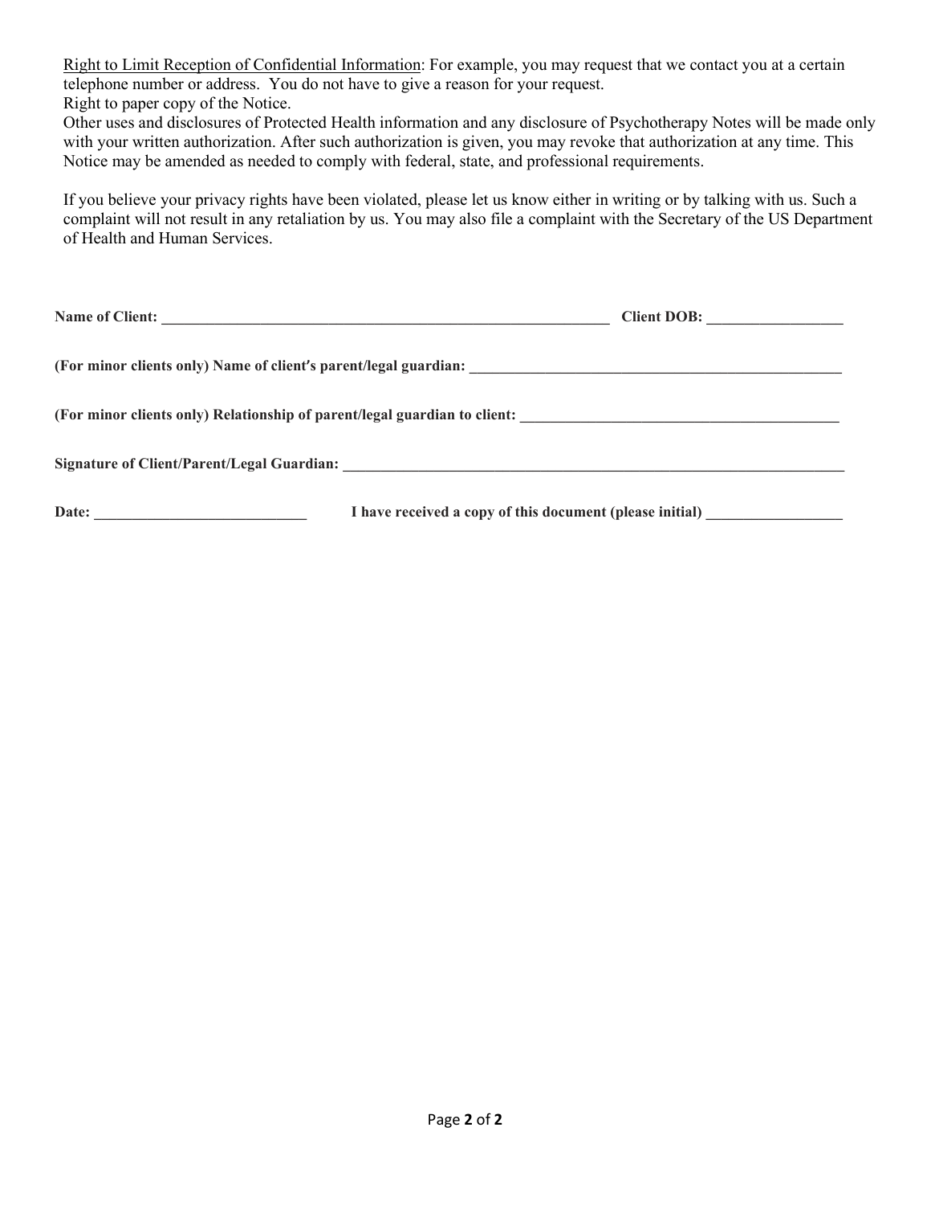Right to Limit Reception of Confidential Information: For example, you may request that we contact you at a certain telephone number or address. You do not have to give a reason for your request.

Right to paper copy of the Notice.

Other uses and disclosures of Protected Health information and any disclosure of Psychotherapy Notes will be made only with your written authorization. After such authorization is given, you may revoke that authorization at any time. This Notice may be amended as needed to comply with federal, state, and professional requirements.

If you believe your privacy rights have been violated, please let us know either in writing or by talking with us. Such a complaint will not result in any retaliation by us. You may also file a complaint with the Secretary of the US Department of Health and Human Services.

**Name of Client:** ______________________________ **Client DOB:** ______________

**(For minor clients only) Name of client's parent/legal guardian:** ______________________________

**(For minor clients only) Relationship of parent/legal guardian to client:** ______________________________

**Signature of Client/Parent/Legal Guardian:** ______________________________

**Date:** ______________________ **I have received a copy of this document (please initial)** ______________